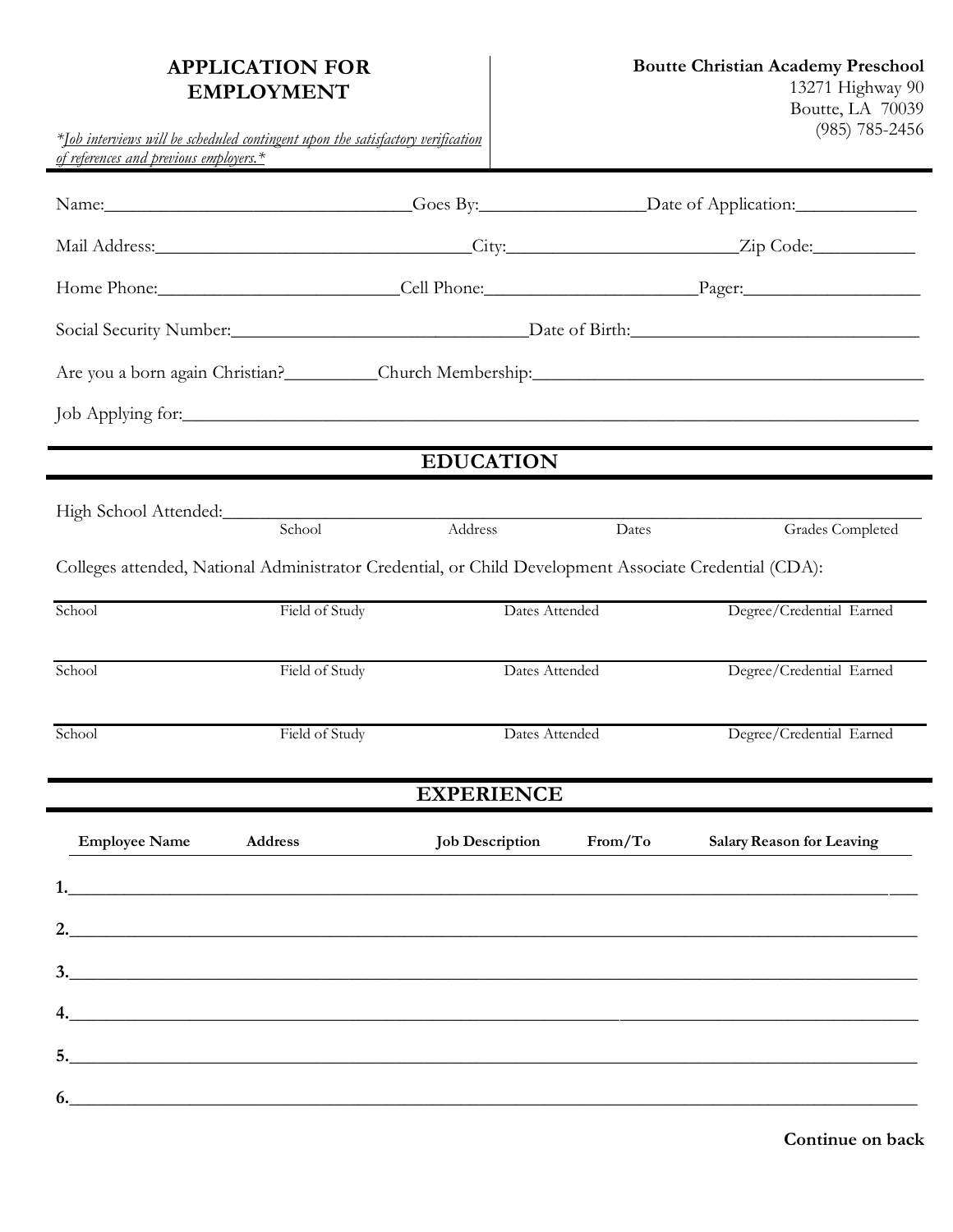# APPLICATION FOR EMPLOYMENT

*\*Job interviews will be scheduled contingent upon the satisfactory verification of references and previous employers.\**

**Boutte Christian Academy Preschool**
13271 Highway 90
Boutte, LA 70039
(985) 785-2456

Name:________________________________Goes By:________________Date of Application:____________

Mail Address:__________________________________City:________________________Zip Code:__________

Home Phone:_________________________Cell Phone:______________________Pager:__________________

Social Security Number:_______________________________Date of Birth:______________________________

Are you a born again Christian?_________Church Membership:_________________________________________

Job Applying for:_____________________________________________________________________________

## EDUCATION

High School Attended:_________________________________________________________________________

| School | Address | Dates | Grades Completed |
|---|---|---|---|
| | | | |

Colleges attended, National Administrator Credential, or Child Development Associate Credential (CDA):

| School | Field of Study | Dates Attended | Degree/Credential Earned |
|---|---|---|---|
| | | | |
| | | | |
| | | | |

## EXPERIENCE

| | Employee Name | Address | Job Description | From/To | Salary | Reason for Leaving |
|---|---|---|---|---|---|---|
| 1. | | | | | | |
| 2. | | | | | | |
| 3. | | | | | | |
| 4. | | | | | | |
| 5. | | | | | | |
| 6. | | | | | | |

**Continue on back**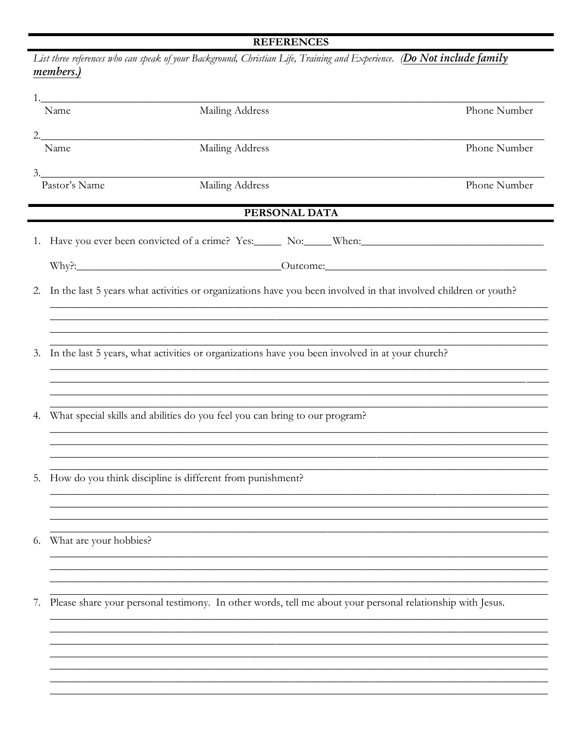## REFERENCES

*List three references who can speak of your Background, Christian Life, Training and Experience.* ***(Do Not include family members.)***

1.______________________________________________________________________________

Name Mailing Address Phone Number

2.______________________________________________________________________________

Name Mailing Address Phone Number

3.______________________________________________________________________________

Pastor's Name Mailing Address Phone Number

## PERSONAL DATA

1. Have you ever been convicted of a crime? Yes:_____ No:_____ When:_______________________________

   Why?:____________________________________Outcome:________________________________________

2. In the last 5 years what activities or organizations have you been involved in that involved children or youth?

   ______________________________________________________________________________
   ______________________________________________________________________________
   ______________________________________________________________________________
   ______________________________________________________________________________

3. In the last 5 years, what activities or organizations have you been involved in at your church?

   ______________________________________________________________________________
   ______________________________________________________________________________
   ______________________________________________________________________________
   ______________________________________________________________________________

4. What special skills and abilities do you feel you can bring to our program?

   ______________________________________________________________________________
   ______________________________________________________________________________
   ______________________________________________________________________________
   ______________________________________________________________________________

5. How do you think discipline is different from punishment?

   ______________________________________________________________________________
   ______________________________________________________________________________
   ______________________________________________________________________________
   ______________________________________________________________________________

6. What are your hobbies?

   ______________________________________________________________________________
   ______________________________________________________________________________
   ______________________________________________________________________________
   ______________________________________________________________________________

7. Please share your personal testimony. In other words, tell me about your personal relationship with Jesus.

   ______________________________________________________________________________
   ______________________________________________________________________________
   ______________________________________________________________________________
   ______________________________________________________________________________
   ______________________________________________________________________________
   ______________________________________________________________________________
   ______________________________________________________________________________